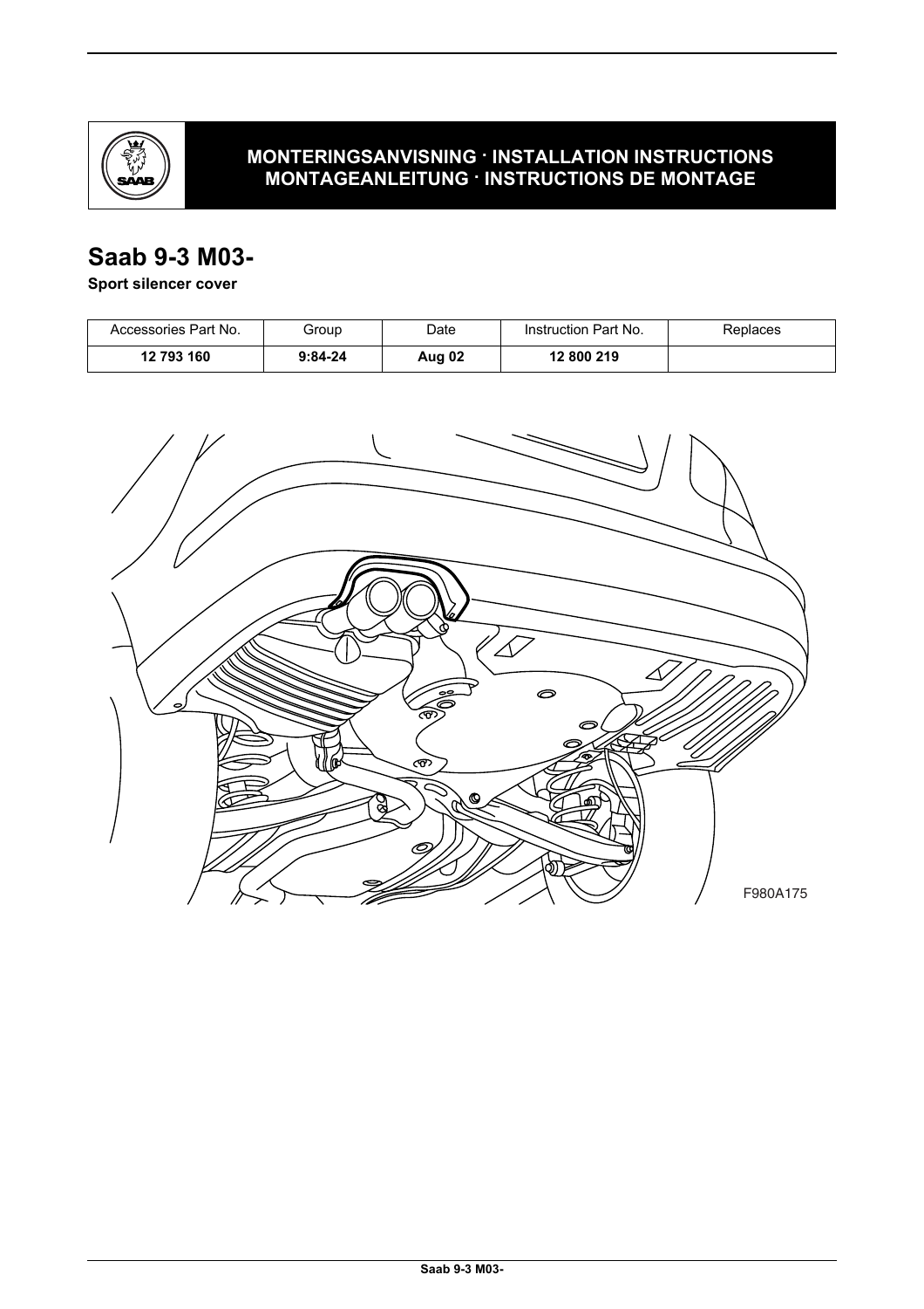**MONTERINGSANVISNING · INSTALLATION INSTRUCTIONS**
**MONTAGEANLEITUNG · INSTRUCTIONS DE MONTAGE**

# Saab 9-3 M03-

**Sport silencer cover**

| Accessories Part No. | Group | Date | Instruction Part No. | Replaces |
|---|---|---|---|---|
| **12 793 160** | **9:84-24** | **Aug 02** | **12 800 219** | |

F980A175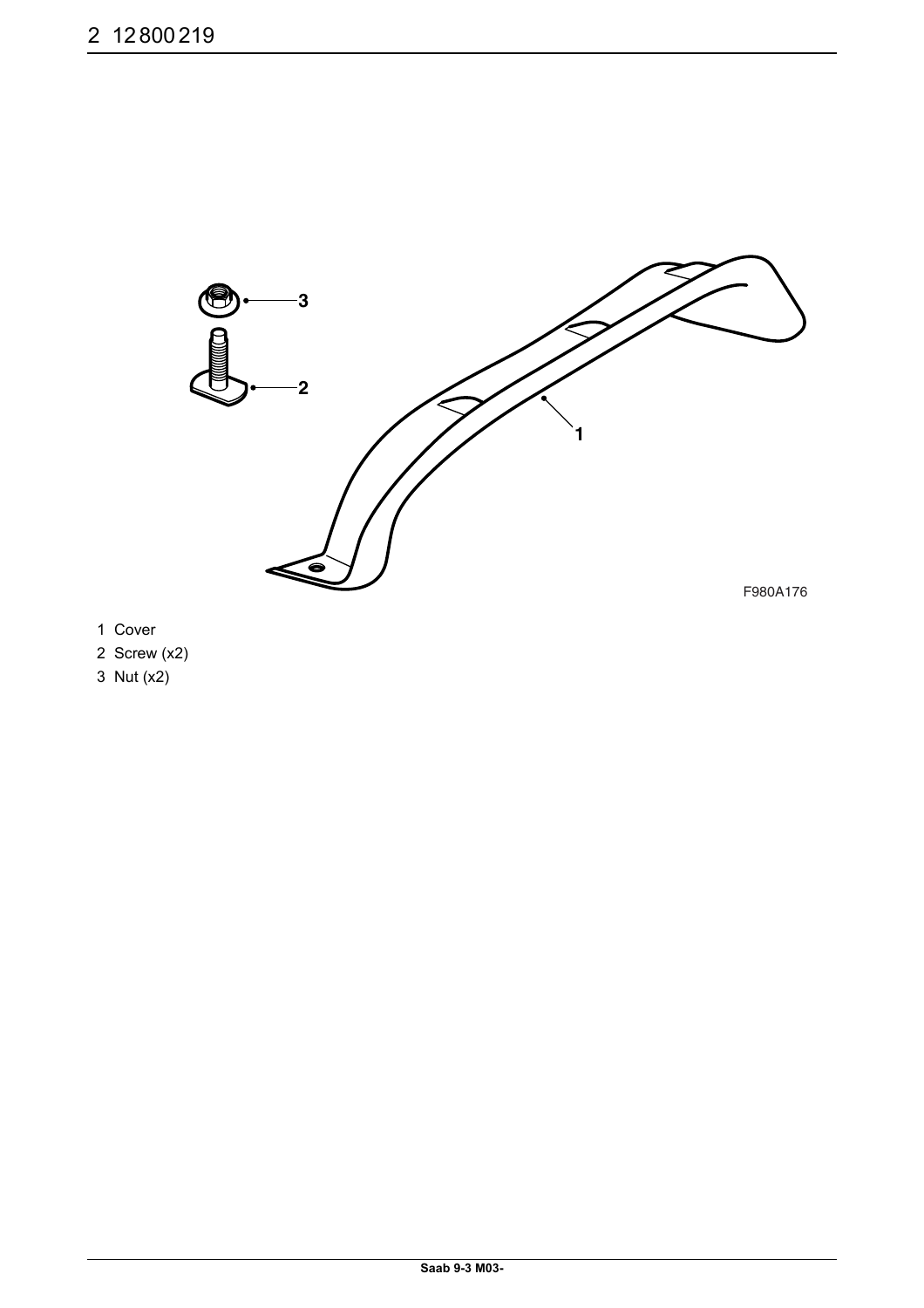1 Cover
2 Screw (x2)
3 Nut (x2)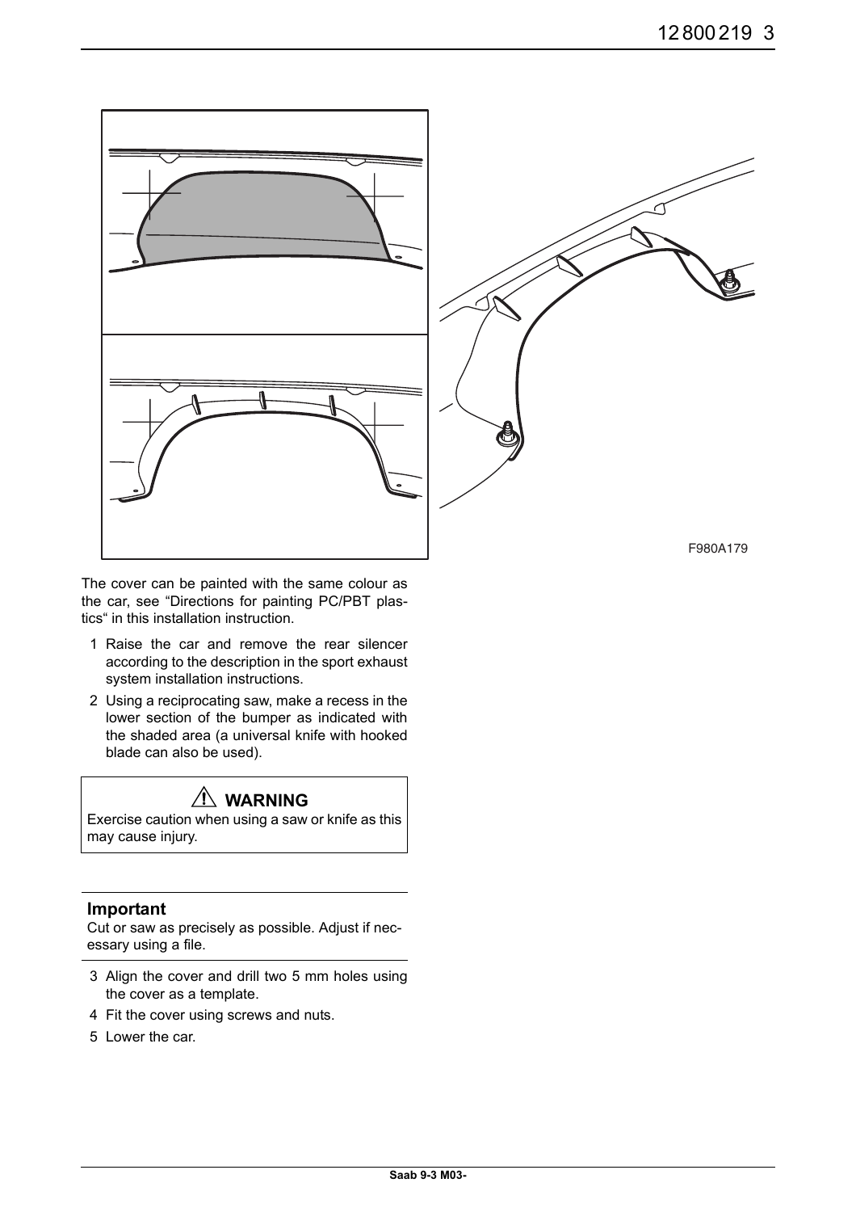F980A179

The cover can be painted with the same colour as the car, see “Directions for painting PC/PBT plastics“ in this installation instruction.

1. Raise the car and remove the rear silencer according to the description in the sport exhaust system installation instructions.
2. Using a reciprocating saw, make a recess in the lower section of the bumper as indicated with the shaded area (a universal knife with hooked blade can also be used).

> ⚠ **WARNING**
> Exercise caution when using a saw or knife as this may cause injury.

**Important**

Cut or saw as precisely as possible. Adjust if necessary using a file.

3. Align the cover and drill two 5 mm holes using the cover as a template.
4. Fit the cover using screws and nuts.
5. Lower the car.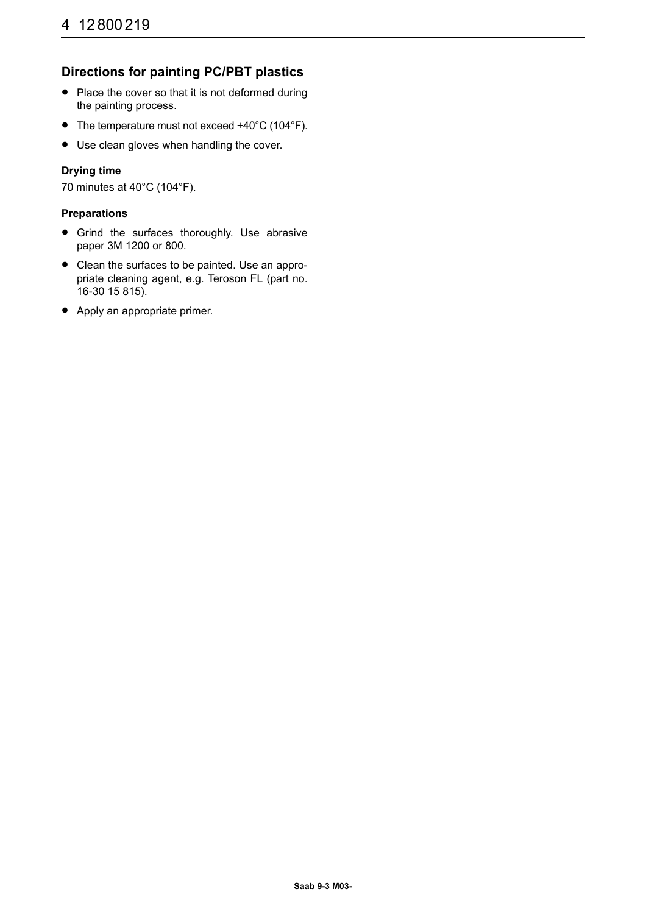## Directions for painting PC/PBT plastics

- Place the cover so that it is not deformed during the painting process.
- The temperature must not exceed +40°C (104°F).
- Use clean gloves when handling the cover.

### Drying time

70 minutes at 40°C (104°F).

### Preparations

- Grind the surfaces thoroughly. Use abrasive paper 3M 1200 or 800.
- Clean the surfaces to be painted. Use an appropriate cleaning agent, e.g. Teroson FL (part no. 16-30 15 815).
- Apply an appropriate primer.